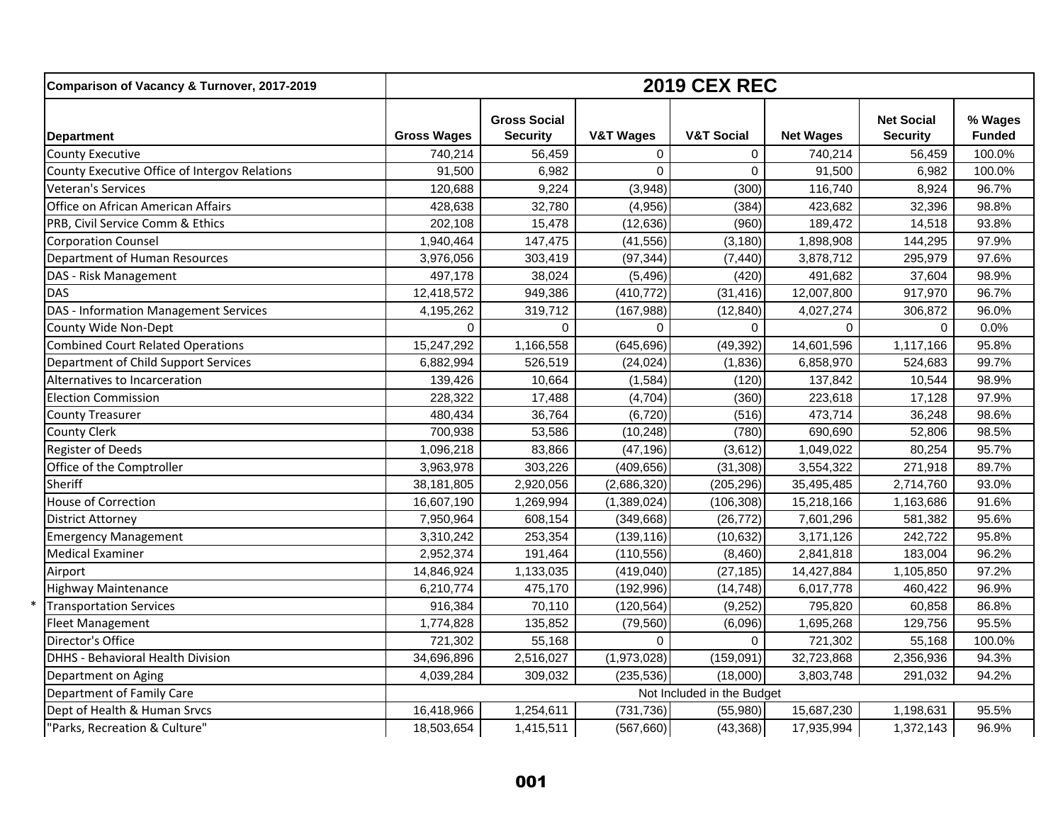| Comparison of Vacancy & Turnover, 2017-2019 | 2019 CEX REC | | | | | | |
|---|---|---|---|---|---|---|---|
| Department | Gross Wages | Gross Social Security | V&T Wages | V&T Social | Net Wages | Net Social Security | % Wages Funded |
| County Executive | 740,214 | 56,459 | 0 | 0 | 740,214 | 56,459 | 100.0% |
| County Executive Office of Intergov Relations | 91,500 | 6,982 | 0 | 0 | 91,500 | 6,982 | 100.0% |
| Veteran's Services | 120,688 | 9,224 | (3,948) | (300) | 116,740 | 8,924 | 96.7% |
| Office on African American Affairs | 428,638 | 32,780 | (4,956) | (384) | 423,682 | 32,396 | 98.8% |
| PRB, Civil Service Comm & Ethics | 202,108 | 15,478 | (12,636) | (960) | 189,472 | 14,518 | 93.8% |
| Corporation Counsel | 1,940,464 | 147,475 | (41,556) | (3,180) | 1,898,908 | 144,295 | 97.9% |
| Department of Human Resources | 3,976,056 | 303,419 | (97,344) | (7,440) | 3,878,712 | 295,979 | 97.6% |
| DAS - Risk Management | 497,178 | 38,024 | (5,496) | (420) | 491,682 | 37,604 | 98.9% |
| DAS | 12,418,572 | 949,386 | (410,772) | (31,416) | 12,007,800 | 917,970 | 96.7% |
| DAS - Information Management Services | 4,195,262 | 319,712 | (167,988) | (12,840) | 4,027,274 | 306,872 | 96.0% |
| County Wide Non-Dept | 0 | 0 | 0 | 0 | 0 | 0 | 0.0% |
| Combined Court Related Operations | 15,247,292 | 1,166,558 | (645,696) | (49,392) | 14,601,596 | 1,117,166 | 95.8% |
| Department of Child Support Services | 6,882,994 | 526,519 | (24,024) | (1,836) | 6,858,970 | 524,683 | 99.7% |
| Alternatives to Incarceration | 139,426 | 10,664 | (1,584) | (120) | 137,842 | 10,544 | 98.9% |
| Election Commission | 228,322 | 17,488 | (4,704) | (360) | 223,618 | 17,128 | 97.9% |
| County Treasurer | 480,434 | 36,764 | (6,720) | (516) | 473,714 | 36,248 | 98.6% |
| County Clerk | 700,938 | 53,586 | (10,248) | (780) | 690,690 | 52,806 | 98.5% |
| Register of Deeds | 1,096,218 | 83,866 | (47,196) | (3,612) | 1,049,022 | 80,254 | 95.7% |
| Office of the Comptroller | 3,963,978 | 303,226 | (409,656) | (31,308) | 3,554,322 | 271,918 | 89.7% |
| Sheriff | 38,181,805 | 2,920,056 | (2,686,320) | (205,296) | 35,495,485 | 2,714,760 | 93.0% |
| House of Correction | 16,607,190 | 1,269,994 | (1,389,024) | (106,308) | 15,218,166 | 1,163,686 | 91.6% |
| District Attorney | 7,950,964 | 608,154 | (349,668) | (26,772) | 7,601,296 | 581,382 | 95.6% |
| Emergency Management | 3,310,242 | 253,354 | (139,116) | (10,632) | 3,171,126 | 242,722 | 95.8% |
| Medical Examiner | 2,952,374 | 191,464 | (110,556) | (8,460) | 2,841,818 | 183,004 | 96.2% |
| Airport | 14,846,924 | 1,133,035 | (419,040) | (27,185) | 14,427,884 | 1,105,850 | 97.2% |
| Highway Maintenance | 6,210,774 | 475,170 | (192,996) | (14,748) | 6,017,778 | 460,422 | 96.9% |
| * Transportation Services | 916,384 | 70,110 | (120,564) | (9,252) | 795,820 | 60,858 | 86.8% |
| Fleet Management | 1,774,828 | 135,852 | (79,560) | (6,096) | 1,695,268 | 129,756 | 95.5% |
| Director's Office | 721,302 | 55,168 | 0 | 0 | 721,302 | 55,168 | 100.0% |
| DHHS - Behavioral Health Division | 34,696,896 | 2,516,027 | (1,973,028) | (159,091) | 32,723,868 | 2,356,936 | 94.3% |
| Department on Aging | 4,039,284 | 309,032 | (235,536) | (18,000) | 3,803,748 | 291,032 | 94.2% |
| Department of Family Care | Not Included in the Budget | | | | | | |
| Dept of Health & Human Srvcs | 16,418,966 | 1,254,611 | (731,736) | (55,980) | 15,687,230 | 1,198,631 | 95.5% |
| "Parks, Recreation & Culture" | 18,503,654 | 1,415,511 | (567,660) | (43,368) | 17,935,994 | 1,372,143 | 96.9% |

001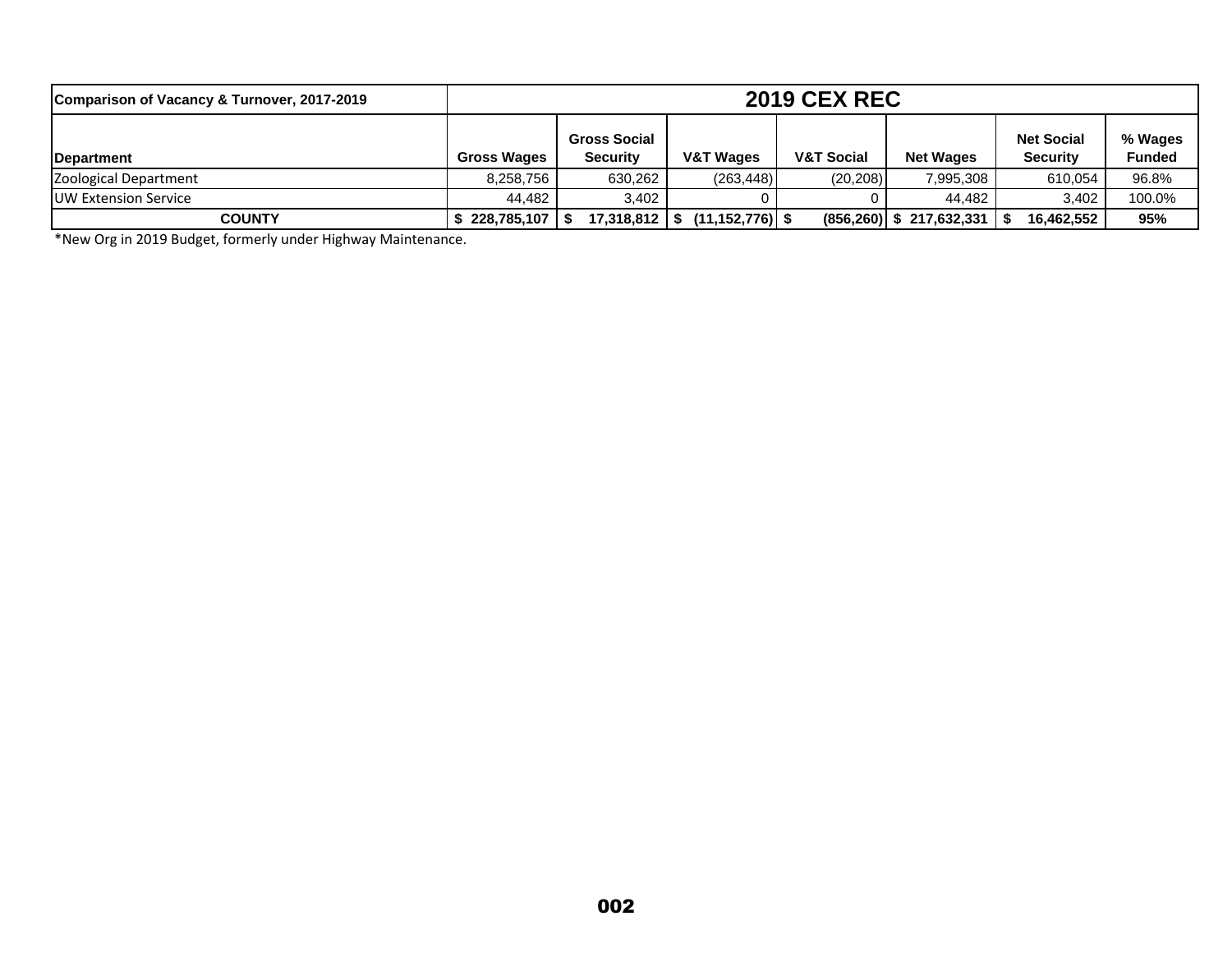| Comparison of Vacancy & Turnover, 2017-2019 | 2019 CEX REC | | | | | | |
|---|---|---|---|---|---|---|---|
| **Department** | **Gross Wages** | **Gross Social Security** | **V&T Wages** | **V&T Social** | **Net Wages** | **Net Social Security** | **% Wages Funded** |
| Zoological Department | 8,258,756 | 630,262 | (263,448) | (20,208) | 7,995,308 | 610,054 | 96.8% |
| UW Extension Service | 44,482 | 3,402 | 0 | 0 | 44,482 | 3,402 | 100.0% |
| **COUNTY** | **$ 228,785,107** | **$ 17,318,812** | **$ (11,152,776)** | **$ (856,260)** | **$ 217,632,331** | **$ 16,462,552** | **95%** |

*New Org in 2019 Budget, formerly under Highway Maintenance.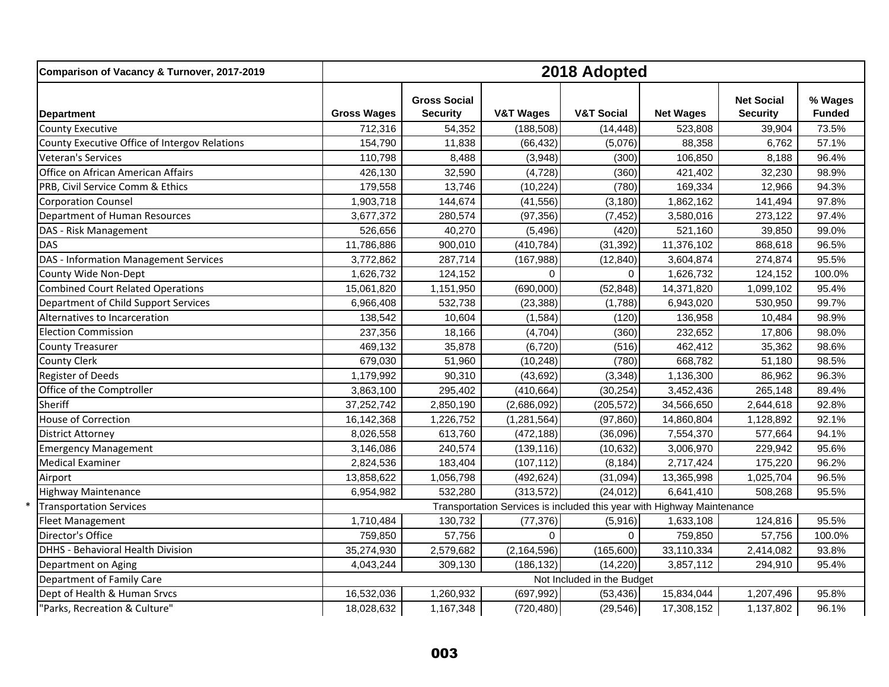| Comparison of Vacancy & Turnover, 2017-2019 | 2018 Adopted | | | | | | |
|---|---|---|---|---|---|---|---|
| Department | Gross Wages | Gross Social Security | V&T Wages | V&T Social | Net Wages | Net Social Security | % Wages Funded |
| County Executive | 712,316 | 54,352 | (188,508) | (14,448) | 523,808 | 39,904 | 73.5% |
| County Executive Office of Intergov Relations | 154,790 | 11,838 | (66,432) | (5,076) | 88,358 | 6,762 | 57.1% |
| Veteran's Services | 110,798 | 8,488 | (3,948) | (300) | 106,850 | 8,188 | 96.4% |
| Office on African American Affairs | 426,130 | 32,590 | (4,728) | (360) | 421,402 | 32,230 | 98.9% |
| PRB, Civil Service Comm & Ethics | 179,558 | 13,746 | (10,224) | (780) | 169,334 | 12,966 | 94.3% |
| Corporation Counsel | 1,903,718 | 144,674 | (41,556) | (3,180) | 1,862,162 | 141,494 | 97.8% |
| Department of Human Resources | 3,677,372 | 280,574 | (97,356) | (7,452) | 3,580,016 | 273,122 | 97.4% |
| DAS - Risk Management | 526,656 | 40,270 | (5,496) | (420) | 521,160 | 39,850 | 99.0% |
| DAS | 11,786,886 | 900,010 | (410,784) | (31,392) | 11,376,102 | 868,618 | 96.5% |
| DAS - Information Management Services | 3,772,862 | 287,714 | (167,988) | (12,840) | 3,604,874 | 274,874 | 95.5% |
| County Wide Non-Dept | 1,626,732 | 124,152 | 0 | 0 | 1,626,732 | 124,152 | 100.0% |
| Combined Court Related Operations | 15,061,820 | 1,151,950 | (690,000) | (52,848) | 14,371,820 | 1,099,102 | 95.4% |
| Department of Child Support Services | 6,966,408 | 532,738 | (23,388) | (1,788) | 6,943,020 | 530,950 | 99.7% |
| Alternatives to Incarceration | 138,542 | 10,604 | (1,584) | (120) | 136,958 | 10,484 | 98.9% |
| Election Commission | 237,356 | 18,166 | (4,704) | (360) | 232,652 | 17,806 | 98.0% |
| County Treasurer | 469,132 | 35,878 | (6,720) | (516) | 462,412 | 35,362 | 98.6% |
| County Clerk | 679,030 | 51,960 | (10,248) | (780) | 668,782 | 51,180 | 98.5% |
| Register of Deeds | 1,179,992 | 90,310 | (43,692) | (3,348) | 1,136,300 | 86,962 | 96.3% |
| Office of the Comptroller | 3,863,100 | 295,402 | (410,664) | (30,254) | 3,452,436 | 265,148 | 89.4% |
| Sheriff | 37,252,742 | 2,850,190 | (2,686,092) | (205,572) | 34,566,650 | 2,644,618 | 92.8% |
| House of Correction | 16,142,368 | 1,226,752 | (1,281,564) | (97,860) | 14,860,804 | 1,128,892 | 92.1% |
| District Attorney | 8,026,558 | 613,760 | (472,188) | (36,096) | 7,554,370 | 577,664 | 94.1% |
| Emergency Management | 3,146,086 | 240,574 | (139,116) | (10,632) | 3,006,970 | 229,942 | 95.6% |
| Medical Examiner | 2,824,536 | 183,404 | (107,112) | (8,184) | 2,717,424 | 175,220 | 96.2% |
| Airport | 13,858,622 | 1,056,798 | (492,624) | (31,094) | 13,365,998 | 1,025,704 | 96.5% |
| Highway Maintenance | 6,954,982 | 532,280 | (313,572) | (24,012) | 6,641,410 | 508,268 | 95.5% |
| * Transportation Services | Transportation Services is included this year with Highway Maintenance | | | | | | |
| Fleet Management | 1,710,484 | 130,732 | (77,376) | (5,916) | 1,633,108 | 124,816 | 95.5% |
| Director's Office | 759,850 | 57,756 | 0 | 0 | 759,850 | 57,756 | 100.0% |
| DHHS - Behavioral Health Division | 35,274,930 | 2,579,682 | (2,164,596) | (165,600) | 33,110,334 | 2,414,082 | 93.8% |
| Department on Aging | 4,043,244 | 309,130 | (186,132) | (14,220) | 3,857,112 | 294,910 | 95.4% |
| Department of Family Care | Not Included in the Budget | | | | | | |
| Dept of Health & Human Srvcs | 16,532,036 | 1,260,932 | (697,992) | (53,436) | 15,834,044 | 1,207,496 | 95.8% |
| "Parks, Recreation & Culture" | 18,028,632 | 1,167,348 | (720,480) | (29,546) | 17,308,152 | 1,137,802 | 96.1% |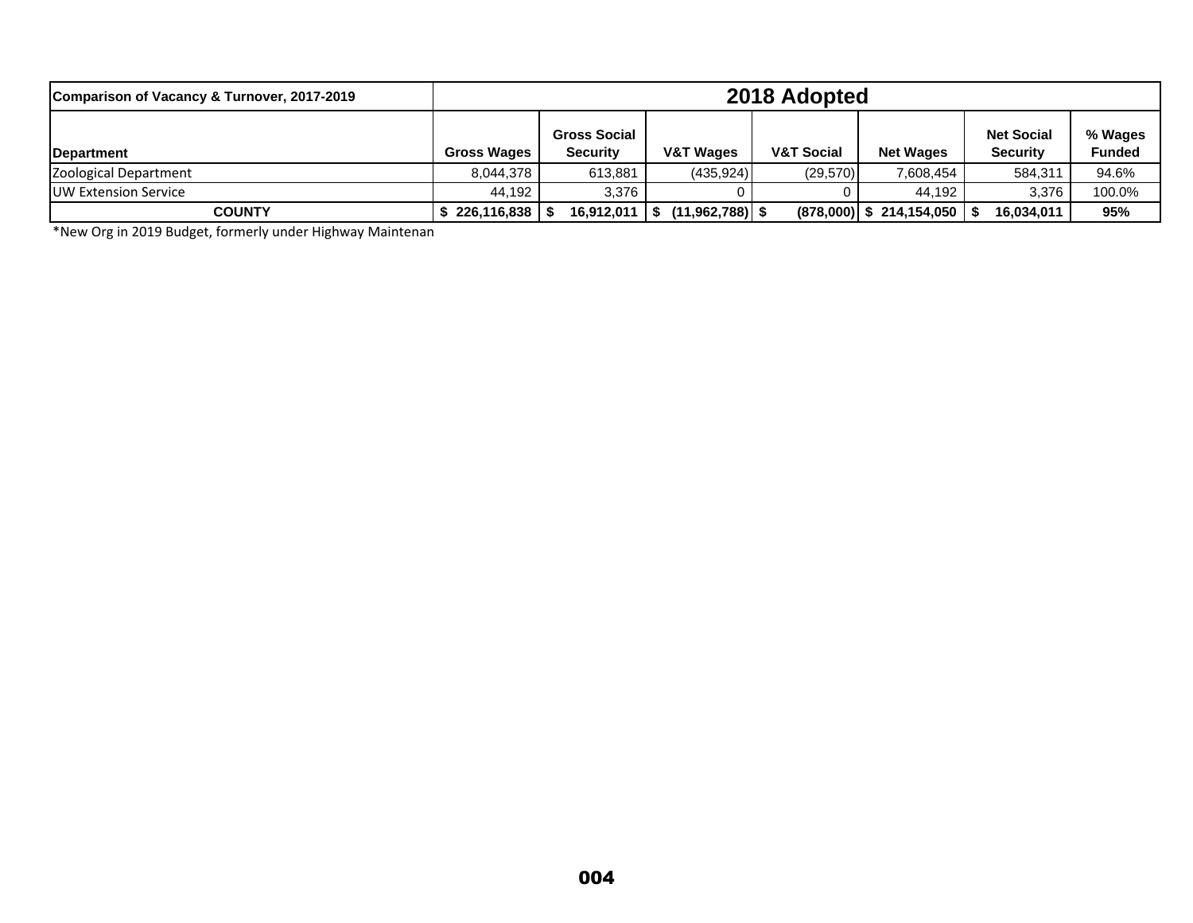| Comparison of Vacancy & Turnover, 2017-2019 | 2018 Adopted | | | | | | |
|---|---|---|---|---|---|---|---|
| **Department** | **Gross Wages** | **Gross Social Security** | **V&T Wages** | **V&T Social** | **Net Wages** | **Net Social Security** | **% Wages Funded** |
| Zoological Department | 8,044,378 | 613,881 | (435,924) | (29,570) | 7,608,454 | 584,311 | 94.6% |
| UW Extension Service | 44,192 | 3,376 | 0 | 0 | 44,192 | 3,376 | 100.0% |
| **COUNTY** | **$ 226,116,838** | **$ 16,912,011** | **$ (11,962,788)** | **$ (878,000)** | **$ 214,154,050** | **$ 16,034,011** | **95%** |

*New Org in 2019 Budget, formerly under Highway Maintenan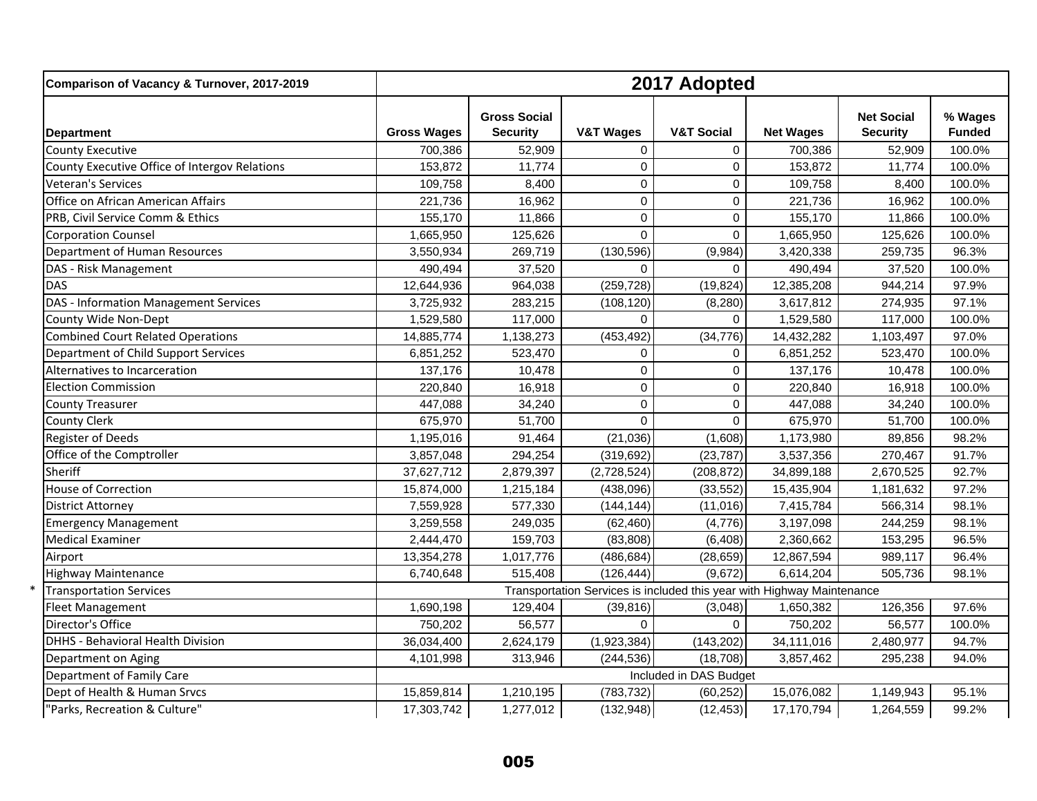| Comparison of Vacancy & Turnover, 2017-2019 | 2017 Adopted | | | | | | |
|---|---|---|---|---|---|---|---|
| Department | Gross Wages | Gross Social Security | V&T Wages | V&T Social | Net Wages | Net Social Security | % Wages Funded |
| County Executive | 700,386 | 52,909 | 0 | 0 | 700,386 | 52,909 | 100.0% |
| County Executive Office of Intergov Relations | 153,872 | 11,774 | 0 | 0 | 153,872 | 11,774 | 100.0% |
| Veteran's Services | 109,758 | 8,400 | 0 | 0 | 109,758 | 8,400 | 100.0% |
| Office on African American Affairs | 221,736 | 16,962 | 0 | 0 | 221,736 | 16,962 | 100.0% |
| PRB, Civil Service Comm & Ethics | 155,170 | 11,866 | 0 | 0 | 155,170 | 11,866 | 100.0% |
| Corporation Counsel | 1,665,950 | 125,626 | 0 | 0 | 1,665,950 | 125,626 | 100.0% |
| Department of Human Resources | 3,550,934 | 269,719 | (130,596) | (9,984) | 3,420,338 | 259,735 | 96.3% |
| DAS - Risk Management | 490,494 | 37,520 | 0 | 0 | 490,494 | 37,520 | 100.0% |
| DAS | 12,644,936 | 964,038 | (259,728) | (19,824) | 12,385,208 | 944,214 | 97.9% |
| DAS - Information Management Services | 3,725,932 | 283,215 | (108,120) | (8,280) | 3,617,812 | 274,935 | 97.1% |
| County Wide Non-Dept | 1,529,580 | 117,000 | 0 | 0 | 1,529,580 | 117,000 | 100.0% |
| Combined Court Related Operations | 14,885,774 | 1,138,273 | (453,492) | (34,776) | 14,432,282 | 1,103,497 | 97.0% |
| Department of Child Support Services | 6,851,252 | 523,470 | 0 | 0 | 6,851,252 | 523,470 | 100.0% |
| Alternatives to Incarceration | 137,176 | 10,478 | 0 | 0 | 137,176 | 10,478 | 100.0% |
| Election Commission | 220,840 | 16,918 | 0 | 0 | 220,840 | 16,918 | 100.0% |
| County Treasurer | 447,088 | 34,240 | 0 | 0 | 447,088 | 34,240 | 100.0% |
| County Clerk | 675,970 | 51,700 | 0 | 0 | 675,970 | 51,700 | 100.0% |
| Register of Deeds | 1,195,016 | 91,464 | (21,036) | (1,608) | 1,173,980 | 89,856 | 98.2% |
| Office of the Comptroller | 3,857,048 | 294,254 | (319,692) | (23,787) | 3,537,356 | 270,467 | 91.7% |
| Sheriff | 37,627,712 | 2,879,397 | (2,728,524) | (208,872) | 34,899,188 | 2,670,525 | 92.7% |
| House of Correction | 15,874,000 | 1,215,184 | (438,096) | (33,552) | 15,435,904 | 1,181,632 | 97.2% |
| District Attorney | 7,559,928 | 577,330 | (144,144) | (11,016) | 7,415,784 | 566,314 | 98.1% |
| Emergency Management | 3,259,558 | 249,035 | (62,460) | (4,776) | 3,197,098 | 244,259 | 98.1% |
| Medical Examiner | 2,444,470 | 159,703 | (83,808) | (6,408) | 2,360,662 | 153,295 | 96.5% |
| Airport | 13,354,278 | 1,017,776 | (486,684) | (28,659) | 12,867,594 | 989,117 | 96.4% |
| Highway Maintenance | 6,740,648 | 515,408 | (126,444) | (9,672) | 6,614,204 | 505,736 | 98.1% |
| * Transportation Services | Transportation Services is included this year with Highway Maintenance | | | | | | |
| Fleet Management | 1,690,198 | 129,404 | (39,816) | (3,048) | 1,650,382 | 126,356 | 97.6% |
| Director's Office | 750,202 | 56,577 | 0 | 0 | 750,202 | 56,577 | 100.0% |
| DHHS - Behavioral Health Division | 36,034,400 | 2,624,179 | (1,923,384) | (143,202) | 34,111,016 | 2,480,977 | 94.7% |
| Department on Aging | 4,101,998 | 313,946 | (244,536) | (18,708) | 3,857,462 | 295,238 | 94.0% |
| Department of Family Care | Included in DAS Budget | | | | | | |
| Dept of Health & Human Srvcs | 15,859,814 | 1,210,195 | (783,732) | (60,252) | 15,076,082 | 1,149,943 | 95.1% |
| "Parks, Recreation & Culture" | 17,303,742 | 1,277,012 | (132,948) | (12,453) | 17,170,794 | 1,264,559 | 99.2% |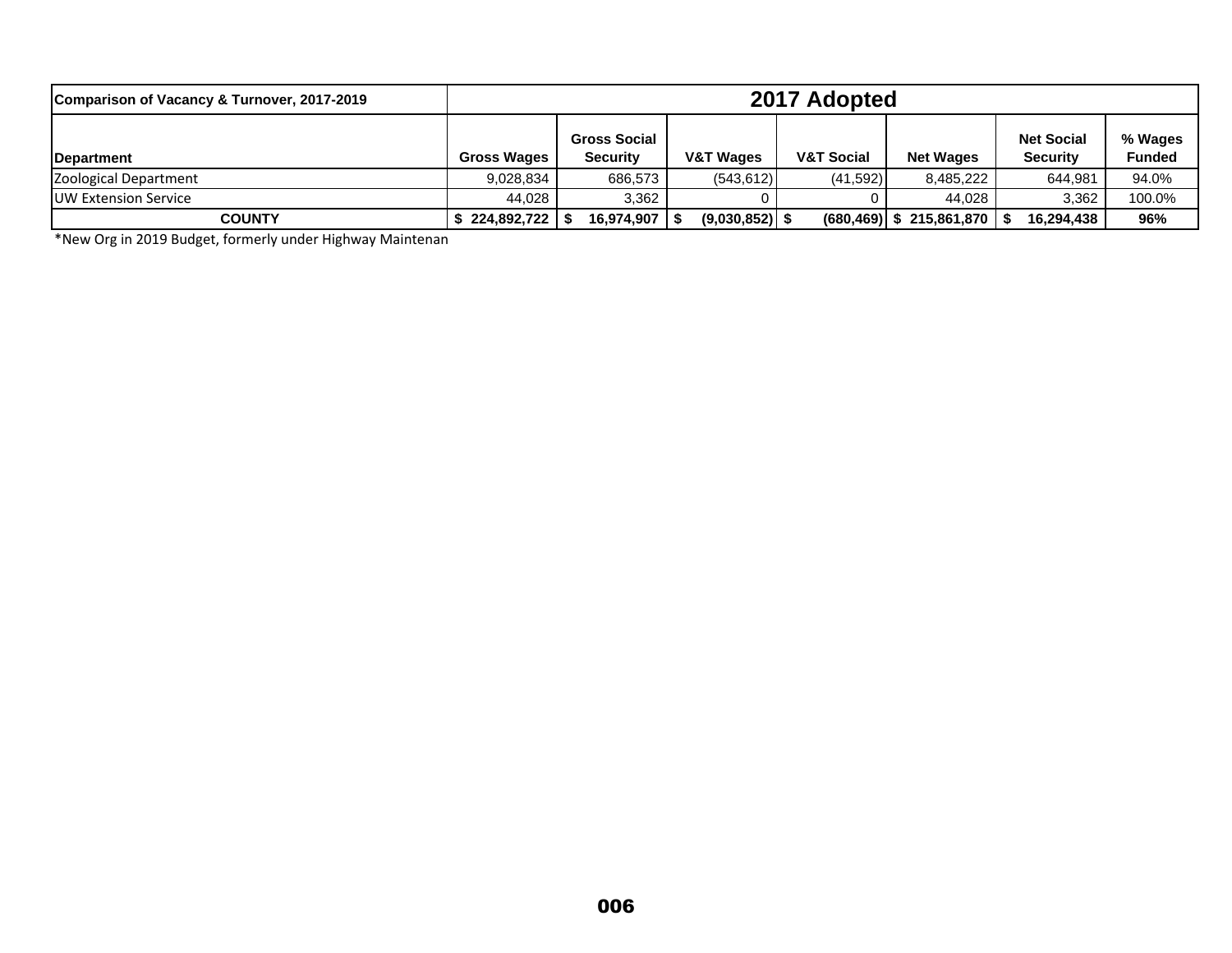| Comparison of Vacancy & Turnover, 2017-2019 | 2017 Adopted | | | | | | |
|---|---|---|---|---|---|---|---|
| **Department** | **Gross Wages** | **Gross Social Security** | **V&T Wages** | **V&T Social** | **Net Wages** | **Net Social Security** | **% Wages Funded** |
| Zoological Department | 9,028,834 | 686,573 | (543,612) | (41,592) | 8,485,222 | 644,981 | 94.0% |
| UW Extension Service | 44,028 | 3,362 | 0 | 0 | 44,028 | 3,362 | 100.0% |
| **COUNTY** | **$ 224,892,722** | **$ 16,974,907** | **$ (9,030,852)** | **$ (680,469)** | **$ 215,861,870** | **$ 16,294,438** | **96%** |

*New Org in 2019 Budget, formerly under Highway Maintenan